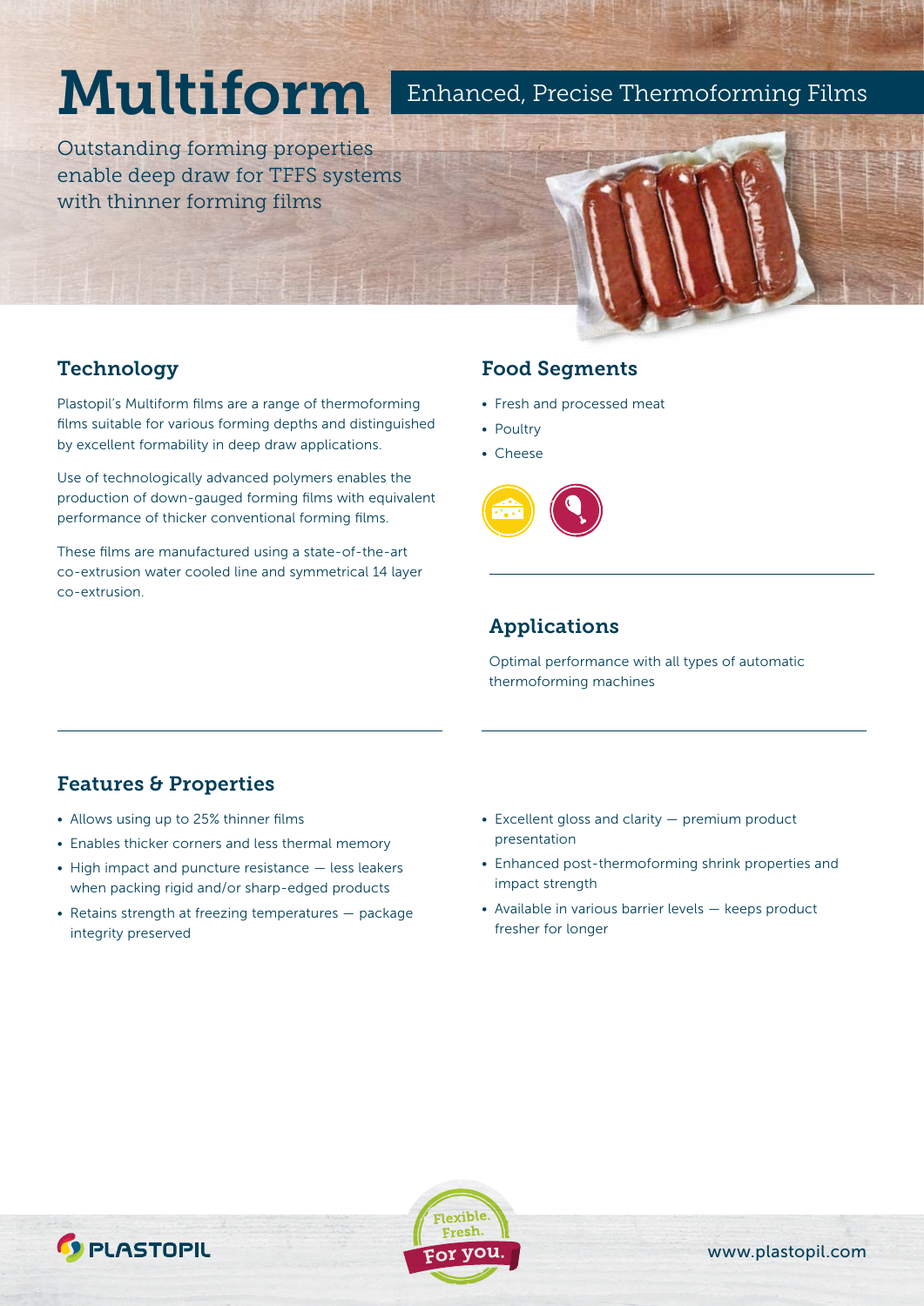# Multiform

Enhanced, Precise Thermoforming Films

Outstanding forming properties enable deep draw for TFFS systems with thinner forming films

## Technology

Plastopil's Multiform films are a range of thermoforming films suitable for various forming depths and distinguished by excellent formability in deep draw applications.

Use of technologically advanced polymers enables the production of down-gauged forming films with equivalent performance of thicker conventional forming films.

These films are manufactured using a state-of-the-art co-extrusion water cooled line and symmetrical 14 layer co-extrusion.

## Food Segments

- Fresh and processed meat
- Poultry
- Cheese

## Applications

Optimal performance with all types of automatic thermoforming machines

## Features & Properties

- Allows using up to 25% thinner films
- Enables thicker corners and less thermal memory
- High impact and puncture resistance — less leakers when packing rigid and/or sharp-edged products
- Retains strength at freezing temperatures — package integrity preserved
- Excellent gloss and clarity — premium product presentation
- Enhanced post-thermoforming shrink properties and impact strength
- Available in various barrier levels — keeps product fresher for longer

PLASTOPIL

Flexible. Fresh. For you.

www.plastopil.com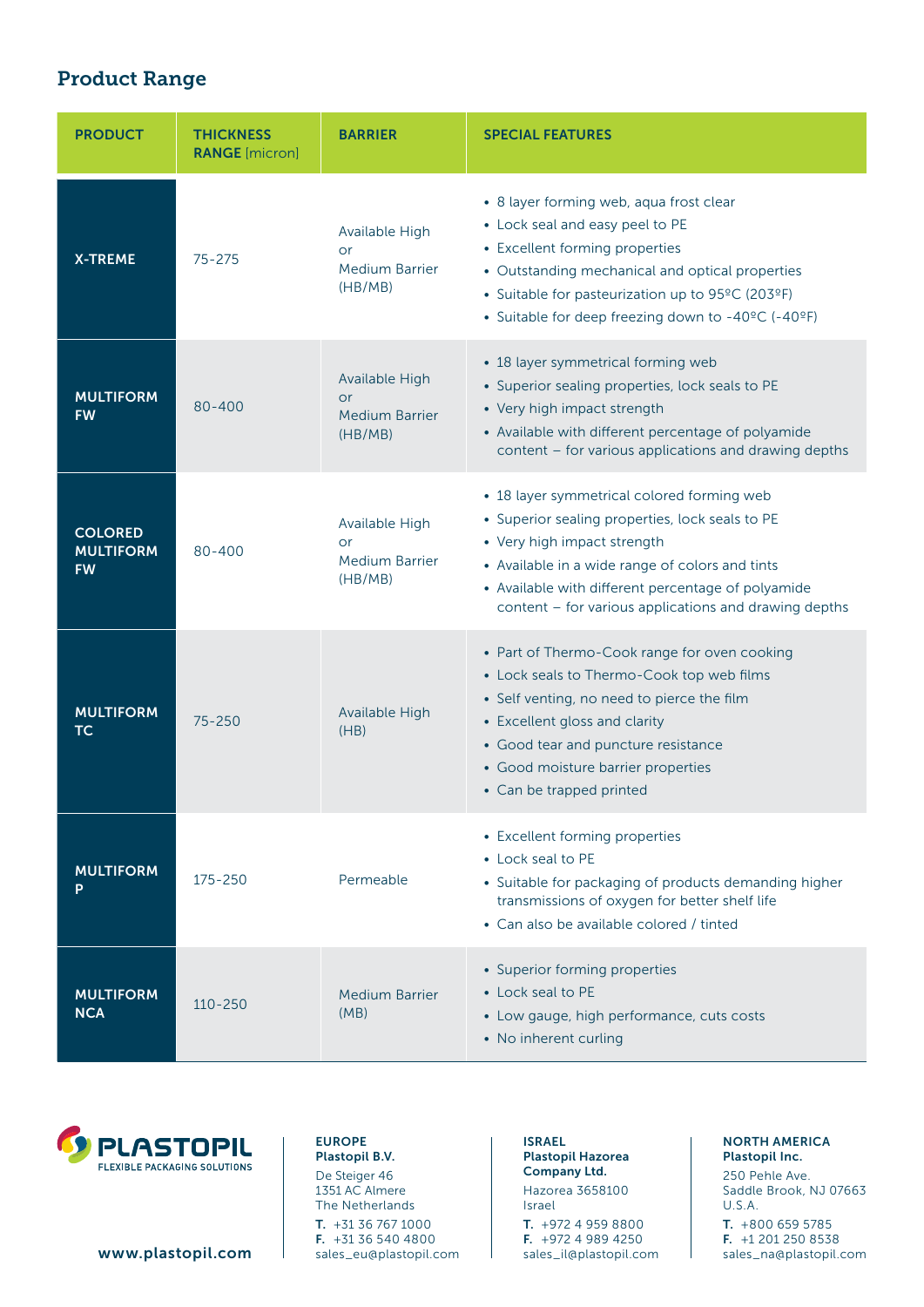## Product Range

| PRODUCT | THICKNESS RANGE [micron] | BARRIER | SPECIAL FEATURES |
|---|---|---|---|
| X-TREME | 75-275 | Available High or Medium Barrier (HB/MB) | • 8 layer forming web, aqua frost clear<br>• Lock seal and easy peel to PE<br>• Excellent forming properties<br>• Outstanding mechanical and optical properties<br>• Suitable for pasteurization up to 95ºC (203ºF)<br>• Suitable for deep freezing down to -40ºC (-40ºF) |
| MULTIFORM FW | 80-400 | Available High or Medium Barrier (HB/MB) | • 18 layer symmetrical forming web<br>• Superior sealing properties, lock seals to PE<br>• Very high impact strength<br>• Available with different percentage of polyamide content – for various applications and drawing depths |
| COLORED MULTIFORM FW | 80-400 | Available High or Medium Barrier (HB/MB) | • 18 layer symmetrical colored forming web<br>• Superior sealing properties, lock seals to PE<br>• Very high impact strength<br>• Available in a wide range of colors and tints<br>• Available with different percentage of polyamide content – for various applications and drawing depths |
| MULTIFORM TC | 75-250 | Available High (HB) | • Part of Thermo-Cook range for oven cooking<br>• Lock seals to Thermo-Cook top web films<br>• Self venting, no need to pierce the film<br>• Excellent gloss and clarity<br>• Good tear and puncture resistance<br>• Good moisture barrier properties<br>• Can be trapped printed |
| MULTIFORM P | 175-250 | Permeable | • Excellent forming properties<br>• Lock seal to PE<br>• Suitable for packaging of products demanding higher transmissions of oxygen for better shelf life<br>• Can also be available colored / tinted |
| MULTIFORM NCA | 110-250 | Medium Barrier (MB) | • Superior forming properties<br>• Lock seal to PE<br>• Low gauge, high performance, cuts costs<br>• No inherent curling |

PLASTOPIL
FLEXIBLE PACKAGING SOLUTIONS

www.plastopil.com

**EUROPE**
**Plastopil B.V.**
De Steiger 46
1351 AC Almere
The Netherlands
**T.** +31 36 767 1000
**F.** +31 36 540 4800
sales_eu@plastopil.com

**ISRAEL**
**Plastopil Hazorea Company Ltd.**
Hazorea 3658100
Israel
**T.** +972 4 959 8800
**F.** +972 4 989 4250
sales_il@plastopil.com

**NORTH AMERICA**
**Plastopil Inc.**
250 Pehle Ave.
Saddle Brook, NJ 07663
U.S.A.
**T.** +800 659 5785
**F.** +1 201 250 8538
sales_na@plastopil.com